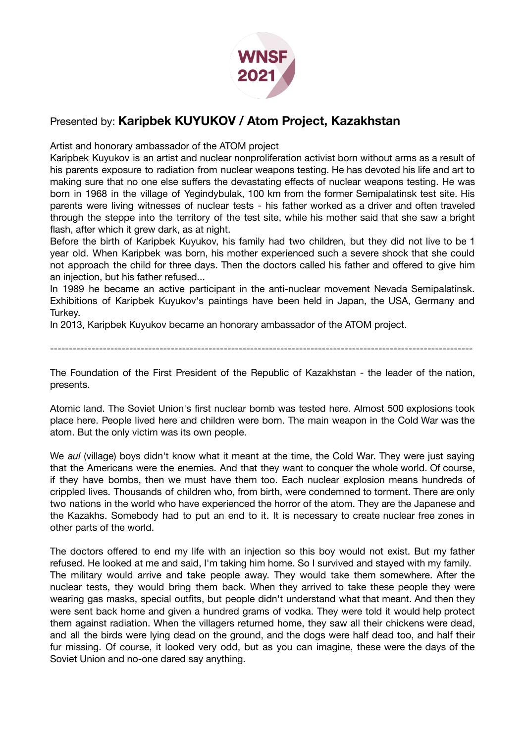WNSF 2021

Presented by: **Karipbek KUYUKOV / Atom Project, Kazakhstan**

Artist and honorary ambassador of the ATOM project

Karipbek Kuyukov is an artist and nuclear nonproliferation activist born without arms as a result of his parents exposure to radiation from nuclear weapons testing. He has devoted his life and art to making sure that no one else suffers the devastating effects of nuclear weapons testing. He was born in 1968 in the village of Yegindybulak, 100 km from the former Semipalatinsk test site. His parents were living witnesses of nuclear tests - his father worked as a driver and often traveled through the steppe into the territory of the test site, while his mother said that she saw a bright flash, after which it grew dark, as at night.

Before the birth of Karipbek Kuyukov, his family had two children, but they did not live to be 1 year old. When Karipbek was born, his mother experienced such a severe shock that she could not approach the child for three days. Then the doctors called his father and offered to give him an injection, but his father refused...

In 1989 he became an active participant in the anti-nuclear movement Nevada Semipalatinsk. Exhibitions of Karipbek Kuyukov's paintings have been held in Japan, the USA, Germany and Turkey.

In 2013, Karipbek Kuyukov became an honorary ambassador of the ATOM project.

---

The Foundation of the First President of the Republic of Kazakhstan - the leader of the nation, presents.

Atomic land. The Soviet Union's first nuclear bomb was tested here. Almost 500 explosions took place here. People lived here and children were born. The main weapon in the Cold War was the atom. But the only victim was its own people.

We *aul* (village) boys didn't know what it meant at the time, the Cold War. They were just saying that the Americans were the enemies. And that they want to conquer the whole world. Of course, if they have bombs, then we must have them too. Each nuclear explosion means hundreds of crippled lives. Thousands of children who, from birth, were condemned to torment. There are only two nations in the world who have experienced the horror of the atom. They are the Japanese and the Kazakhs. Somebody had to put an end to it. It is necessary to create nuclear free zones in other parts of the world.

The doctors offered to end my life with an injection so this boy would not exist. But my father refused. He looked at me and said, I'm taking him home. So I survived and stayed with my family.
The military would arrive and take people away. They would take them somewhere. After the nuclear tests, they would bring them back. When they arrived to take these people they were wearing gas masks, special outfits, but people didn't understand what that meant. And then they were sent back home and given a hundred grams of vodka. They were told it would help protect them against radiation. When the villagers returned home, they saw all their chickens were dead, and all the birds were lying dead on the ground, and the dogs were half dead too, and half their fur missing. Of course, it looked very odd, but as you can imagine, these were the days of the Soviet Union and no-one dared say anything.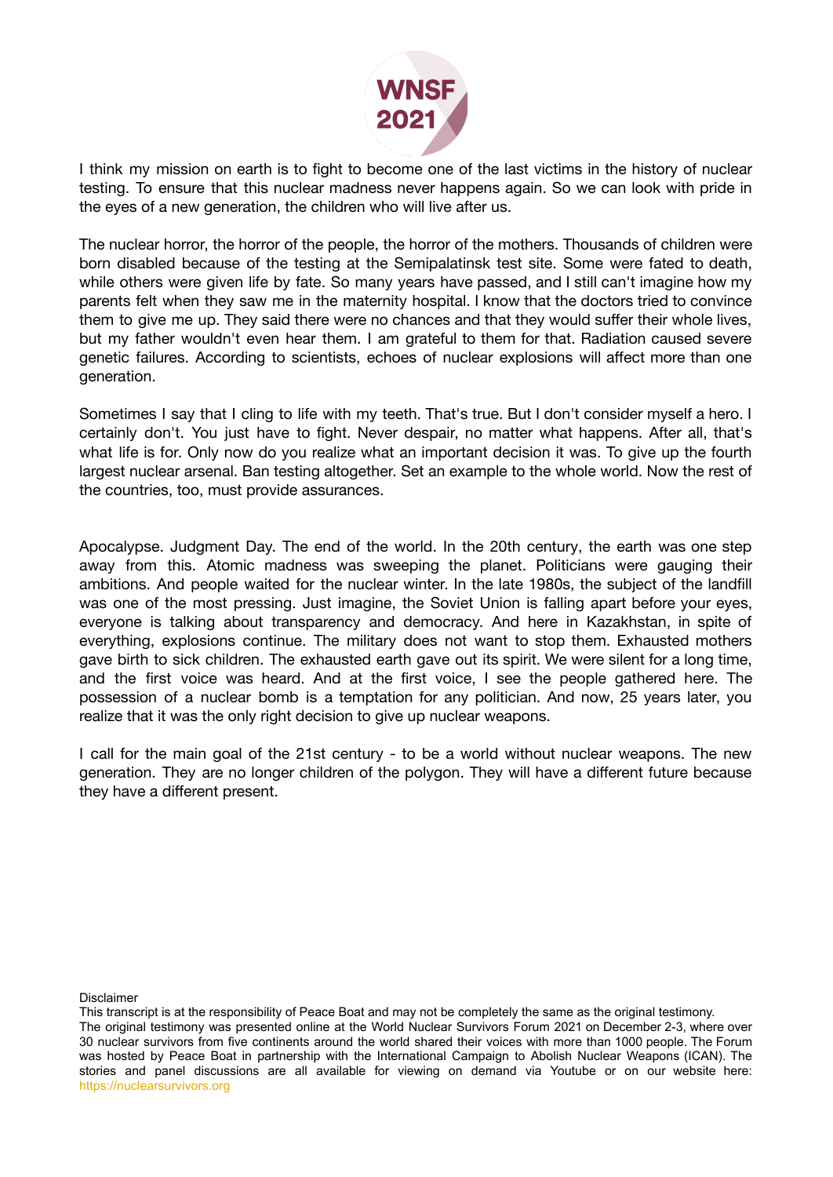I think my mission on earth is to fight to become one of the last victims in the history of nuclear testing. To ensure that this nuclear madness never happens again. So we can look with pride in the eyes of a new generation, the children who will live after us.

The nuclear horror, the horror of the people, the horror of the mothers. Thousands of children were born disabled because of the testing at the Semipalatinsk test site. Some were fated to death, while others were given life by fate. So many years have passed, and I still can't imagine how my parents felt when they saw me in the maternity hospital. I know that the doctors tried to convince them to give me up. They said there were no chances and that they would suffer their whole lives, but my father wouldn't even hear them. I am grateful to them for that. Radiation caused severe genetic failures. According to scientists, echoes of nuclear explosions will affect more than one generation.

Sometimes I say that I cling to life with my teeth. That's true. But I don't consider myself a hero. I certainly don't. You just have to fight. Never despair, no matter what happens. After all, that's what life is for. Only now do you realize what an important decision it was. To give up the fourth largest nuclear arsenal. Ban testing altogether. Set an example to the whole world. Now the rest of the countries, too, must provide assurances.

Apocalypse. Judgment Day. The end of the world. In the 20th century, the earth was one step away from this. Atomic madness was sweeping the planet. Politicians were gauging their ambitions. And people waited for the nuclear winter. In the late 1980s, the subject of the landfill was one of the most pressing. Just imagine, the Soviet Union is falling apart before your eyes, everyone is talking about transparency and democracy. And here in Kazakhstan, in spite of everything, explosions continue. The military does not want to stop them. Exhausted mothers gave birth to sick children. The exhausted earth gave out its spirit. We were silent for a long time, and the first voice was heard. And at the first voice, I see the people gathered here. The possession of a nuclear bomb is a temptation for any politician. And now, 25 years later, you realize that it was the only right decision to give up nuclear weapons.

I call for the main goal of the 21st century - to be a world without nuclear weapons. The new generation. They are no longer children of the polygon. They will have a different future because they have a different present.

Disclaimer

This transcript is at the responsibility of Peace Boat and may not be completely the same as the original testimony.
The original testimony was presented online at the World Nuclear Survivors Forum 2021 on December 2-3, where over 30 nuclear survivors from five continents around the world shared their voices with more than 1000 people. The Forum was hosted by Peace Boat in partnership with the International Campaign to Abolish Nuclear Weapons (ICAN). The stories and panel discussions are all available for viewing on demand via Youtube or on our website here: https://nuclearsurvivors.org